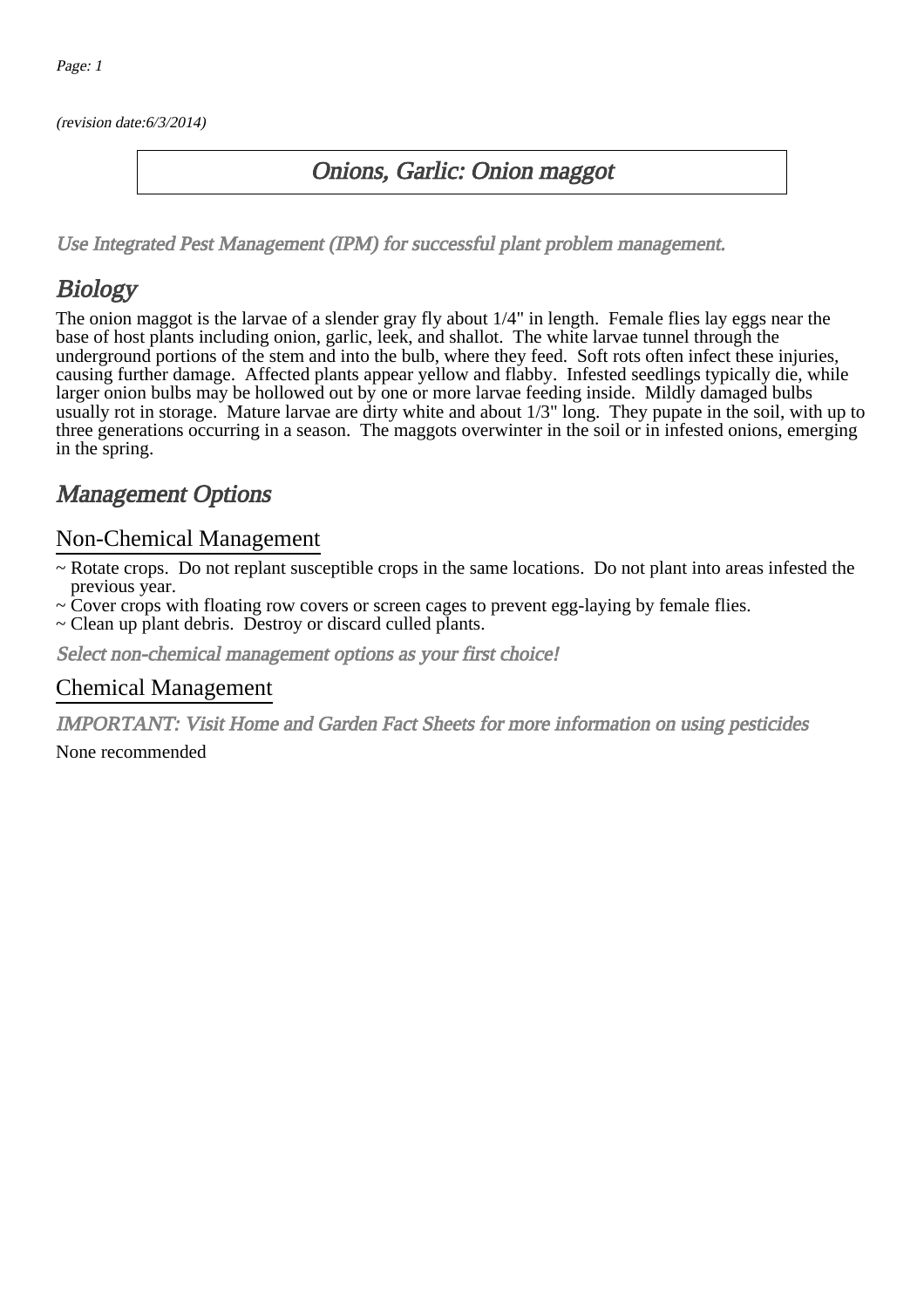*(revision date:6/3/2014)*

# Onions, Garlic: Onion maggot

*Use Integrated Pest Management (IPM) for successful plant problem management.*

## Biology

The onion maggot is the larvae of a slender gray fly about 1/4" in length. Female flies lay eggs near the base of host plants including onion, garlic, leek, and shallot. The white larvae tunnel through the underground portions of the stem and into the bulb, where they feed. Soft rots often infect these injuries, causing further damage. Affected plants appear yellow and flabby. Infested seedlings typically die, while larger onion bulbs may be hollowed out by one or more larvae feeding inside. Mildly damaged bulbs usually rot in storage. Mature larvae are dirty white and about 1/3" long. They pupate in the soil, with up to three generations occurring in a season. The maggots overwinter in the soil or in infested onions, emerging in the spring.

## Management Options

### Non-Chemical Management

~ Rotate crops. Do not replant susceptible crops in the same locations. Do not plant into areas infested the previous year.
~ Cover crops with floating row covers or screen cages to prevent egg-laying by female flies.
~ Clean up plant debris. Destroy or discard culled plants.

*Select non-chemical management options as your first choice!*

### Chemical Management

*IMPORTANT: Visit Home and Garden Fact Sheets for more information on using pesticides*

None recommended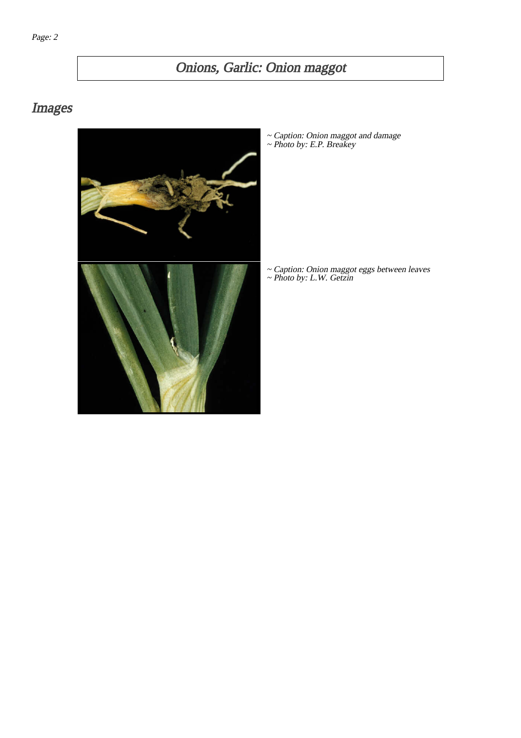# Onions, Garlic: Onion maggot

## Images

~ Caption: Onion maggot and damage
~ Photo by: E.P. Breakey

~ Caption: Onion maggot eggs between leaves
~ Photo by: L.W. Getzin